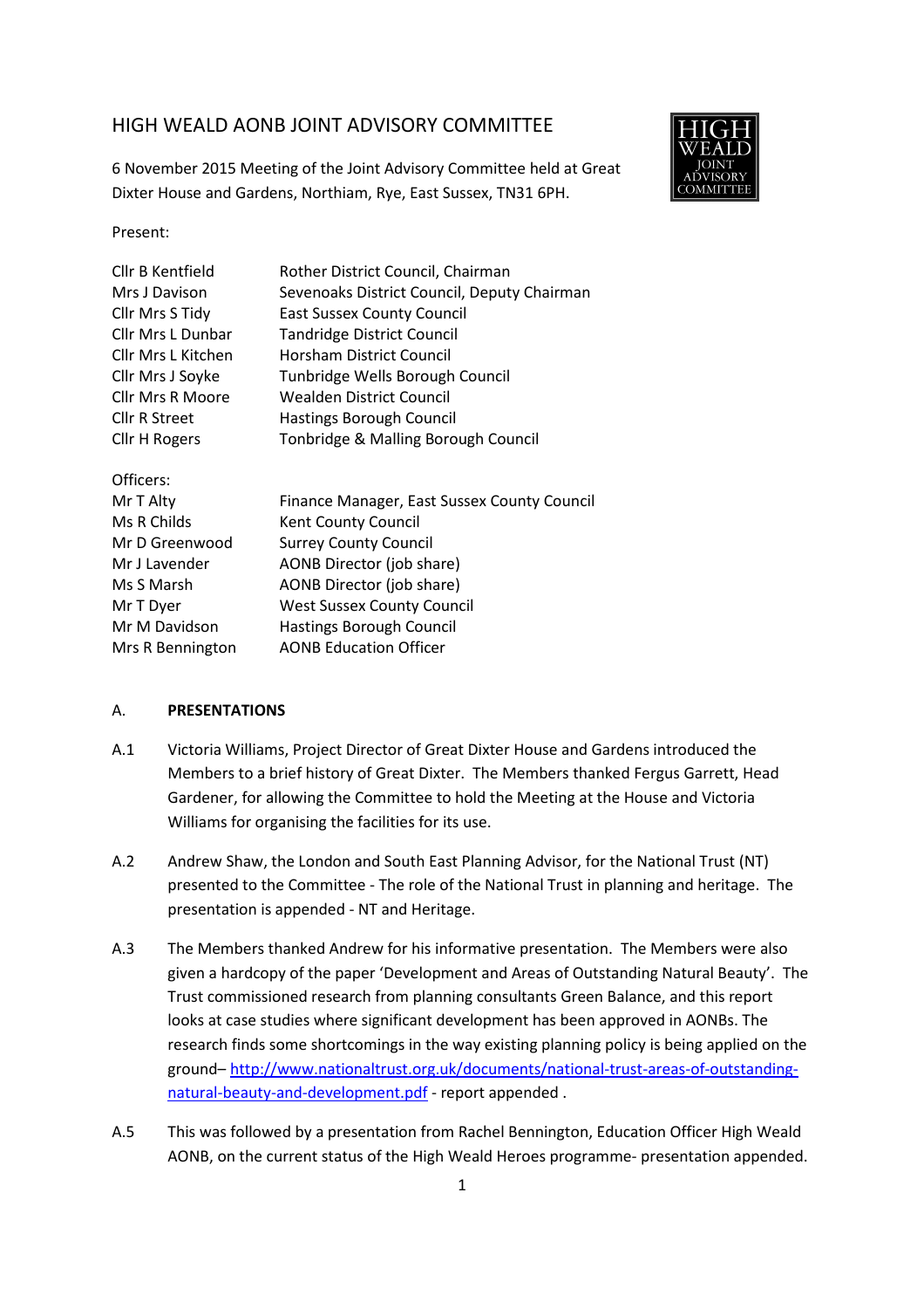# HIGH WEALD AONB JOINT ADVISORY COMMITTEE

6 November 2015 Meeting of the Joint Advisory Committee held at Great Dixter House and Gardens, Northiam, Rye, East Sussex, TN31 6PH.

Present:

| | |
|---|---|
| Cllr B Kentfield | Rother District Council, Chairman |
| Mrs J Davison | Sevenoaks District Council, Deputy Chairman |
| Cllr Mrs S Tidy | East Sussex County Council |
| Cllr Mrs L Dunbar | Tandridge District Council |
| Cllr Mrs L Kitchen | Horsham District Council |
| Cllr Mrs J Soyke | Tunbridge Wells Borough Council |
| Cllr Mrs R Moore | Wealden District Council |
| Cllr R Street | Hastings Borough Council |
| Cllr H Rogers | Tonbridge & Malling Borough Council |

Officers:

| | |
|---|---|
| Mr T Alty | Finance Manager, East Sussex County Council |
| Ms R Childs | Kent County Council |
| Mr D Greenwood | Surrey County Council |
| Mr J Lavender | AONB Director (job share) |
| Ms S Marsh | AONB Director (job share) |
| Mr T Dyer | West Sussex County Council |
| Mr M Davidson | Hastings Borough Council |
| Mrs R Bennington | AONB Education Officer |

## A. PRESENTATIONS

A.1 Victoria Williams, Project Director of Great Dixter House and Gardens introduced the Members to a brief history of Great Dixter. The Members thanked Fergus Garrett, Head Gardener, for allowing the Committee to hold the Meeting at the House and Victoria Williams for organising the facilities for its use.

A.2 Andrew Shaw, the London and South East Planning Advisor, for the National Trust (NT) presented to the Committee - The role of the National Trust in planning and heritage. The presentation is appended - NT and Heritage.

A.3 The Members thanked Andrew for his informative presentation. The Members were also given a hardcopy of the paper 'Development and Areas of Outstanding Natural Beauty'. The Trust commissioned research from planning consultants Green Balance, and this report looks at case studies where significant development has been approved in AONBs. The research finds some shortcomings in the way existing planning policy is being applied on the ground– [http://www.nationaltrust.org.uk/documents/national-trust-areas-of-outstanding-natural-beauty-and-development.pdf](http://www.nationaltrust.org.uk/documents/national-trust-areas-of-outstanding-natural-beauty-and-development.pdf) - report appended .

A.5 This was followed by a presentation from Rachel Bennington, Education Officer High Weald AONB, on the current status of the High Weald Heroes programme- presentation appended.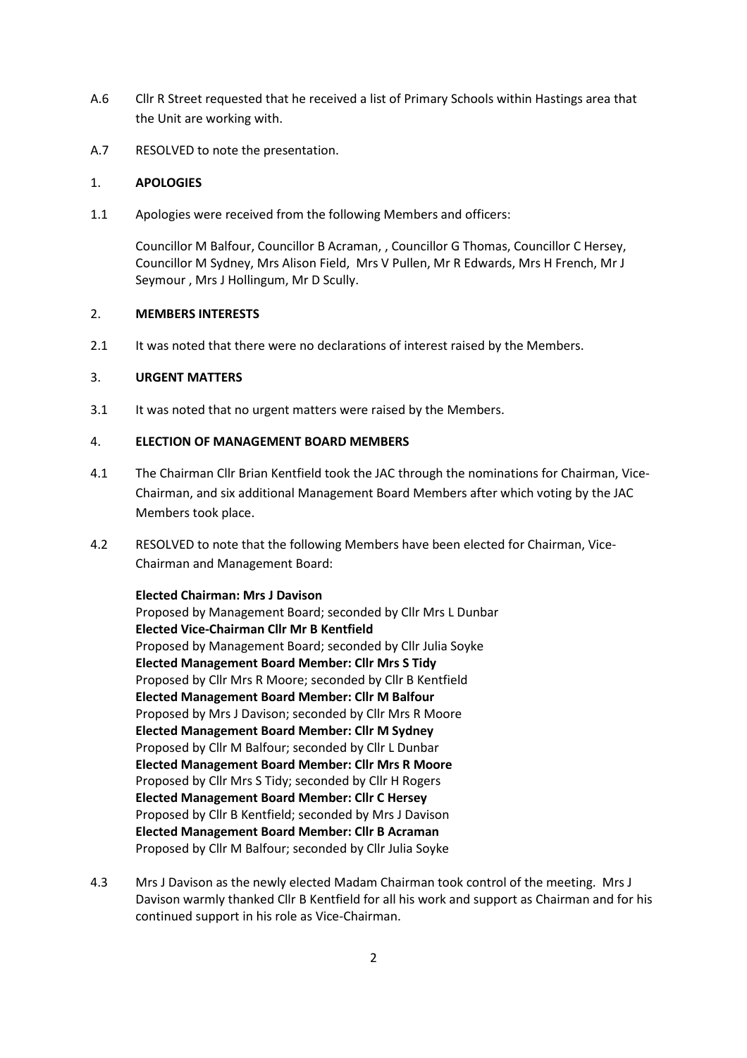A.6 Cllr R Street requested that he received a list of Primary Schools within Hastings area that the Unit are working with.

A.7 RESOLVED to note the presentation.

## 1. APOLOGIES

1.1 Apologies were received from the following Members and officers:

Councillor M Balfour, Councillor B Acraman, , Councillor G Thomas, Councillor C Hersey, Councillor M Sydney, Mrs Alison Field, Mrs V Pullen, Mr R Edwards, Mrs H French, Mr J Seymour , Mrs J Hollingum, Mr D Scully.

## 2. MEMBERS INTERESTS

2.1 It was noted that there were no declarations of interest raised by the Members.

## 3. URGENT MATTERS

3.1 It was noted that no urgent matters were raised by the Members.

## 4. ELECTION OF MANAGEMENT BOARD MEMBERS

4.1 The Chairman Cllr Brian Kentfield took the JAC through the nominations for Chairman, Vice-Chairman, and six additional Management Board Members after which voting by the JAC Members took place.

4.2 RESOLVED to note that the following Members have been elected for Chairman, Vice-Chairman and Management Board:

**Elected Chairman: Mrs J Davison**
Proposed by Management Board; seconded by Cllr Mrs L Dunbar
**Elected Vice-Chairman Cllr Mr B Kentfield**
Proposed by Management Board; seconded by Cllr Julia Soyke
**Elected Management Board Member: Cllr Mrs S Tidy**
Proposed by Cllr Mrs R Moore; seconded by Cllr B Kentfield
**Elected Management Board Member: Cllr M Balfour**
Proposed by Mrs J Davison; seconded by Cllr Mrs R Moore
**Elected Management Board Member: Cllr M Sydney**
Proposed by Cllr M Balfour; seconded by Cllr L Dunbar
**Elected Management Board Member: Cllr Mrs R Moore**
Proposed by Cllr Mrs S Tidy; seconded by Cllr H Rogers
**Elected Management Board Member: Cllr C Hersey**
Proposed by Cllr B Kentfield; seconded by Mrs J Davison
**Elected Management Board Member: Cllr B Acraman**
Proposed by Cllr M Balfour; seconded by Cllr Julia Soyke

4.3 Mrs J Davison as the newly elected Madam Chairman took control of the meeting. Mrs J Davison warmly thanked Cllr B Kentfield for all his work and support as Chairman and for his continued support in his role as Vice-Chairman.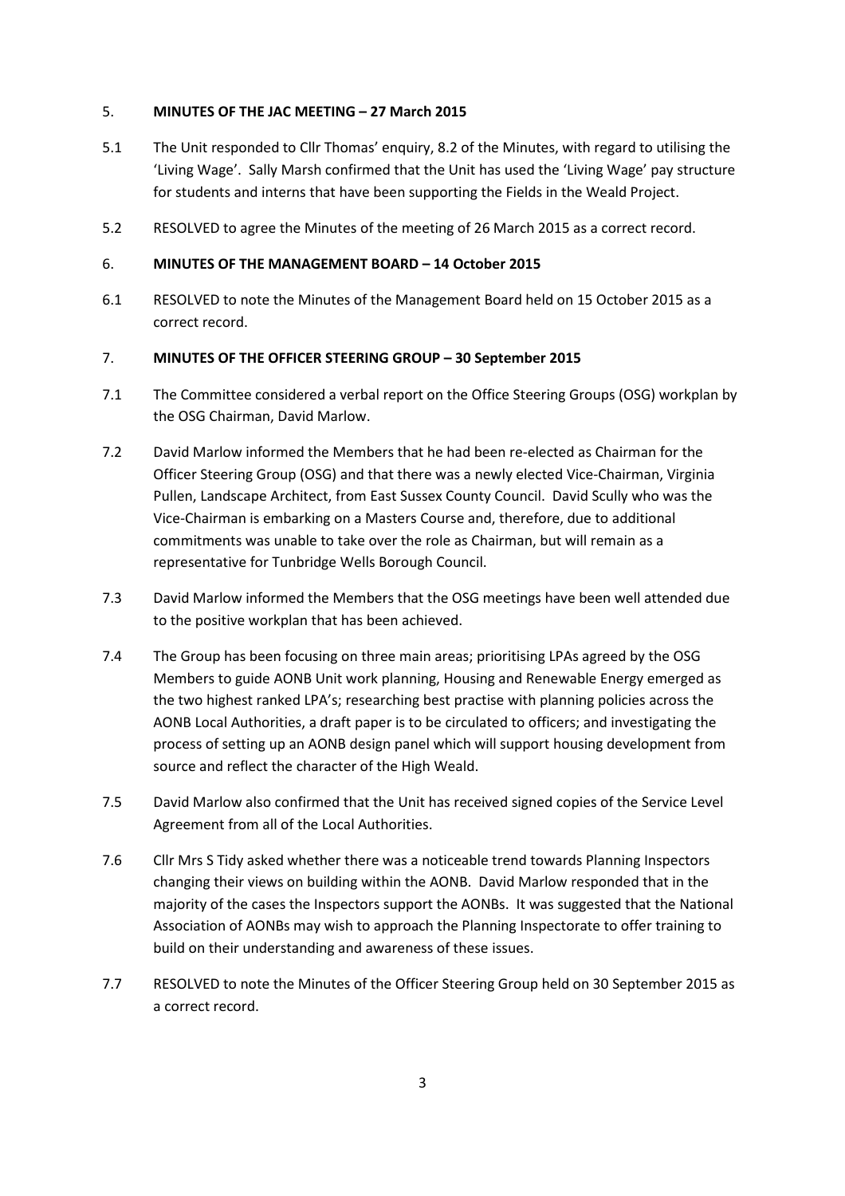## 5. MINUTES OF THE JAC MEETING – 27 March 2015

5.1 The Unit responded to Cllr Thomas' enquiry, 8.2 of the Minutes, with regard to utilising the 'Living Wage'. Sally Marsh confirmed that the Unit has used the 'Living Wage' pay structure for students and interns that have been supporting the Fields in the Weald Project.

5.2 RESOLVED to agree the Minutes of the meeting of 26 March 2015 as a correct record.

## 6. MINUTES OF THE MANAGEMENT BOARD – 14 October 2015

6.1 RESOLVED to note the Minutes of the Management Board held on 15 October 2015 as a correct record.

## 7. MINUTES OF THE OFFICER STEERING GROUP – 30 September 2015

7.1 The Committee considered a verbal report on the Office Steering Groups (OSG) workplan by the OSG Chairman, David Marlow.

7.2 David Marlow informed the Members that he had been re-elected as Chairman for the Officer Steering Group (OSG) and that there was a newly elected Vice-Chairman, Virginia Pullen, Landscape Architect, from East Sussex County Council. David Scully who was the Vice-Chairman is embarking on a Masters Course and, therefore, due to additional commitments was unable to take over the role as Chairman, but will remain as a representative for Tunbridge Wells Borough Council.

7.3 David Marlow informed the Members that the OSG meetings have been well attended due to the positive workplan that has been achieved.

7.4 The Group has been focusing on three main areas; prioritising LPAs agreed by the OSG Members to guide AONB Unit work planning, Housing and Renewable Energy emerged as the two highest ranked LPA's; researching best practise with planning policies across the AONB Local Authorities, a draft paper is to be circulated to officers; and investigating the process of setting up an AONB design panel which will support housing development from source and reflect the character of the High Weald.

7.5 David Marlow also confirmed that the Unit has received signed copies of the Service Level Agreement from all of the Local Authorities.

7.6 Cllr Mrs S Tidy asked whether there was a noticeable trend towards Planning Inspectors changing their views on building within the AONB. David Marlow responded that in the majority of the cases the Inspectors support the AONBs. It was suggested that the National Association of AONBs may wish to approach the Planning Inspectorate to offer training to build on their understanding and awareness of these issues.

7.7 RESOLVED to note the Minutes of the Officer Steering Group held on 30 September 2015 as a correct record.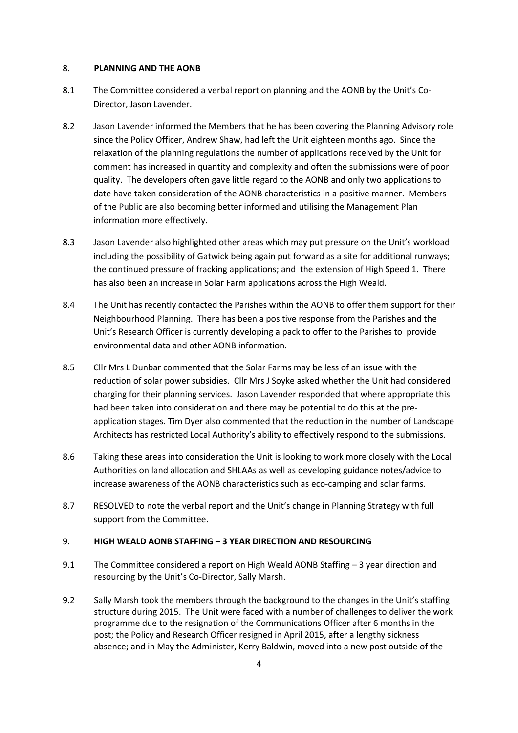## 8. **PLANNING AND THE AONB**

8.1 The Committee considered a verbal report on planning and the AONB by the Unit's Co-Director, Jason Lavender.

8.2 Jason Lavender informed the Members that he has been covering the Planning Advisory role since the Policy Officer, Andrew Shaw, had left the Unit eighteen months ago. Since the relaxation of the planning regulations the number of applications received by the Unit for comment has increased in quantity and complexity and often the submissions were of poor quality. The developers often gave little regard to the AONB and only two applications to date have taken consideration of the AONB characteristics in a positive manner. Members of the Public are also becoming better informed and utilising the Management Plan information more effectively.

8.3 Jason Lavender also highlighted other areas which may put pressure on the Unit's workload including the possibility of Gatwick being again put forward as a site for additional runways; the continued pressure of fracking applications; and the extension of High Speed 1. There has also been an increase in Solar Farm applications across the High Weald.

8.4 The Unit has recently contacted the Parishes within the AONB to offer them support for their Neighbourhood Planning. There has been a positive response from the Parishes and the Unit's Research Officer is currently developing a pack to offer to the Parishes to provide environmental data and other AONB information.

8.5 Cllr Mrs L Dunbar commented that the Solar Farms may be less of an issue with the reduction of solar power subsidies. Cllr Mrs J Soyke asked whether the Unit had considered charging for their planning services. Jason Lavender responded that where appropriate this had been taken into consideration and there may be potential to do this at the pre-application stages. Tim Dyer also commented that the reduction in the number of Landscape Architects has restricted Local Authority's ability to effectively respond to the submissions.

8.6 Taking these areas into consideration the Unit is looking to work more closely with the Local Authorities on land allocation and SHLAAs as well as developing guidance notes/advice to increase awareness of the AONB characteristics such as eco-camping and solar farms.

8.7 RESOLVED to note the verbal report and the Unit's change in Planning Strategy with full support from the Committee.

## 9. **HIGH WEALD AONB STAFFING – 3 YEAR DIRECTION AND RESOURCING**

9.1 The Committee considered a report on High Weald AONB Staffing – 3 year direction and resourcing by the Unit's Co-Director, Sally Marsh.

9.2 Sally Marsh took the members through the background to the changes in the Unit's staffing structure during 2015. The Unit were faced with a number of challenges to deliver the work programme due to the resignation of the Communications Officer after 6 months in the post; the Policy and Research Officer resigned in April 2015, after a lengthy sickness absence; and in May the Administer, Kerry Baldwin, moved into a new post outside of the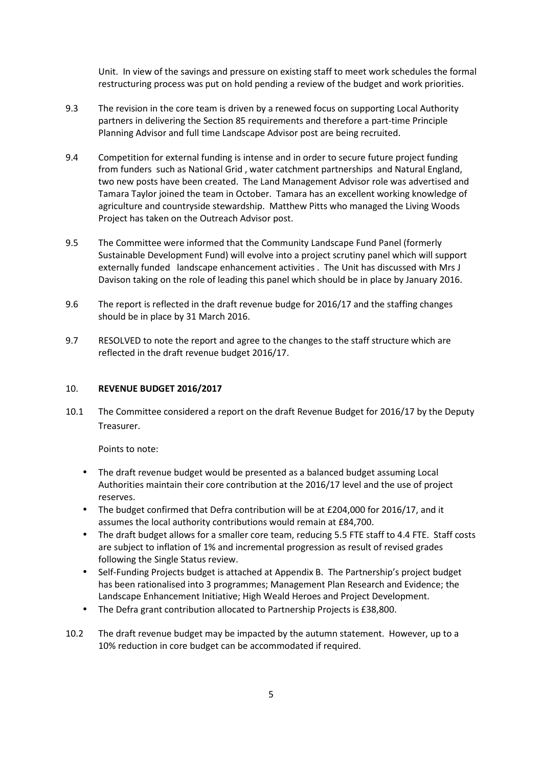Unit. In view of the savings and pressure on existing staff to meet work schedules the formal restructuring process was put on hold pending a review of the budget and work priorities.

9.3 The revision in the core team is driven by a renewed focus on supporting Local Authority partners in delivering the Section 85 requirements and therefore a part-time Principle Planning Advisor and full time Landscape Advisor post are being recruited.

9.4 Competition for external funding is intense and in order to secure future project funding from funders such as National Grid , water catchment partnerships and Natural England, two new posts have been created. The Land Management Advisor role was advertised and Tamara Taylor joined the team in October. Tamara has an excellent working knowledge of agriculture and countryside stewardship. Matthew Pitts who managed the Living Woods Project has taken on the Outreach Advisor post.

9.5 The Committee were informed that the Community Landscape Fund Panel (formerly Sustainable Development Fund) will evolve into a project scrutiny panel which will support externally funded landscape enhancement activities . The Unit has discussed with Mrs J Davison taking on the role of leading this panel which should be in place by January 2016.

9.6 The report is reflected in the draft revenue budge for 2016/17 and the staffing changes should be in place by 31 March 2016.

9.7 RESOLVED to note the report and agree to the changes to the staff structure which are reflected in the draft revenue budget 2016/17.

## 10. REVENUE BUDGET 2016/2017

10.1 The Committee considered a report on the draft Revenue Budget for 2016/17 by the Deputy Treasurer.

Points to note:

- The draft revenue budget would be presented as a balanced budget assuming Local Authorities maintain their core contribution at the 2016/17 level and the use of project reserves.
- The budget confirmed that Defra contribution will be at £204,000 for 2016/17, and it assumes the local authority contributions would remain at £84,700.
- The draft budget allows for a smaller core team, reducing 5.5 FTE staff to 4.4 FTE. Staff costs are subject to inflation of 1% and incremental progression as result of revised grades following the Single Status review.
- Self-Funding Projects budget is attached at Appendix B. The Partnership's project budget has been rationalised into 3 programmes; Management Plan Research and Evidence; the Landscape Enhancement Initiative; High Weald Heroes and Project Development.
- The Defra grant contribution allocated to Partnership Projects is £38,800.

10.2 The draft revenue budget may be impacted by the autumn statement. However, up to a 10% reduction in core budget can be accommodated if required.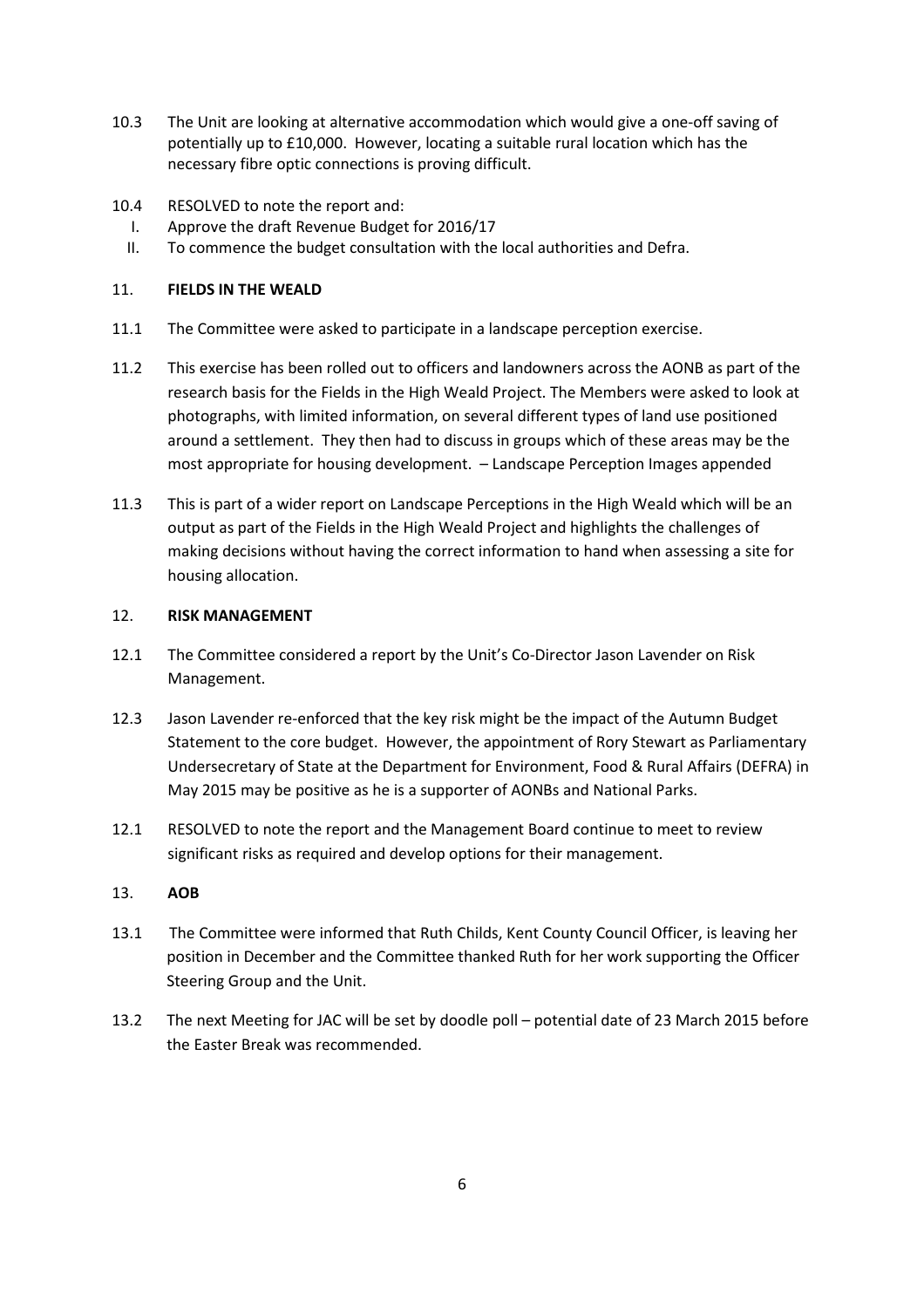10.3 The Unit are looking at alternative accommodation which would give a one-off saving of potentially up to £10,000. However, locating a suitable rural location which has the necessary fibre optic connections is proving difficult.

10.4 RESOLVED to note the report and:

I. Approve the draft Revenue Budget for 2016/17
II. To commence the budget consultation with the local authorities and Defra.

## 11. FIELDS IN THE WEALD

11.1 The Committee were asked to participate in a landscape perception exercise.

11.2 This exercise has been rolled out to officers and landowners across the AONB as part of the research basis for the Fields in the High Weald Project. The Members were asked to look at photographs, with limited information, on several different types of land use positioned around a settlement. They then had to discuss in groups which of these areas may be the most appropriate for housing development. – Landscape Perception Images appended

11.3 This is part of a wider report on Landscape Perceptions in the High Weald which will be an output as part of the Fields in the High Weald Project and highlights the challenges of making decisions without having the correct information to hand when assessing a site for housing allocation.

## 12. RISK MANAGEMENT

12.1 The Committee considered a report by the Unit's Co-Director Jason Lavender on Risk Management.

12.3 Jason Lavender re-enforced that the key risk might be the impact of the Autumn Budget Statement to the core budget. However, the appointment of Rory Stewart as Parliamentary Undersecretary of State at the Department for Environment, Food & Rural Affairs (DEFRA) in May 2015 may be positive as he is a supporter of AONBs and National Parks.

12.1 RESOLVED to note the report and the Management Board continue to meet to review significant risks as required and develop options for their management.

## 13. AOB

13.1 The Committee were informed that Ruth Childs, Kent County Council Officer, is leaving her position in December and the Committee thanked Ruth for her work supporting the Officer Steering Group and the Unit.

13.2 The next Meeting for JAC will be set by doodle poll – potential date of 23 March 2015 before the Easter Break was recommended.